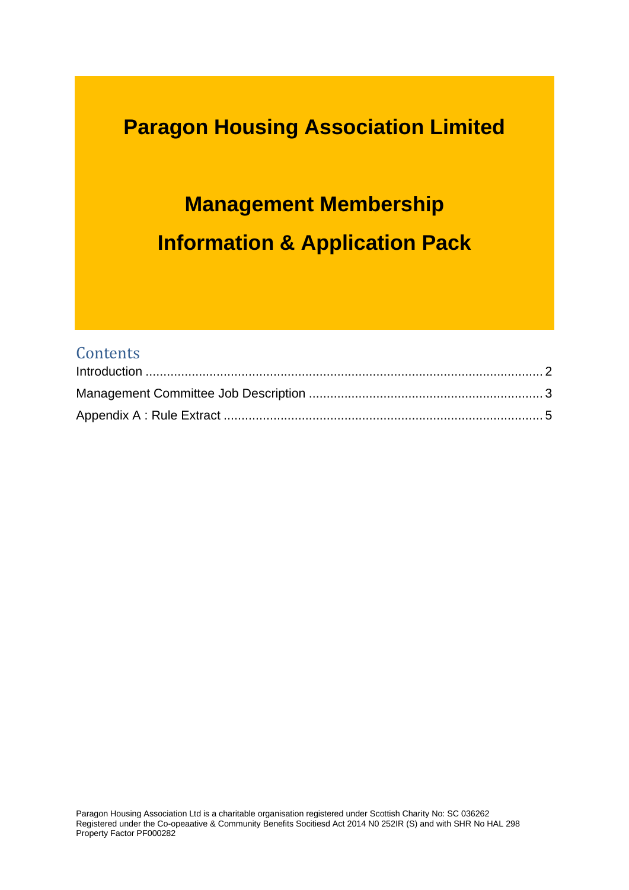# Paragon Housing Association Limited

# Management Membership

# Information & Application Pack

## Contents

Introduction ........................................................................................................ 2

Management Committee Job Description ................................................................ 3

Appendix A : Rule Extract ........................................................................................ 5

Paragon Housing Association Ltd is a charitable organisation registered under Scottish Charity No: SC 036262
Registered under the Co-opeaative & Community Benefits Socitiesd Act 2014 N0 252IR (S) and with SHR No HAL 298
Property Factor PF000282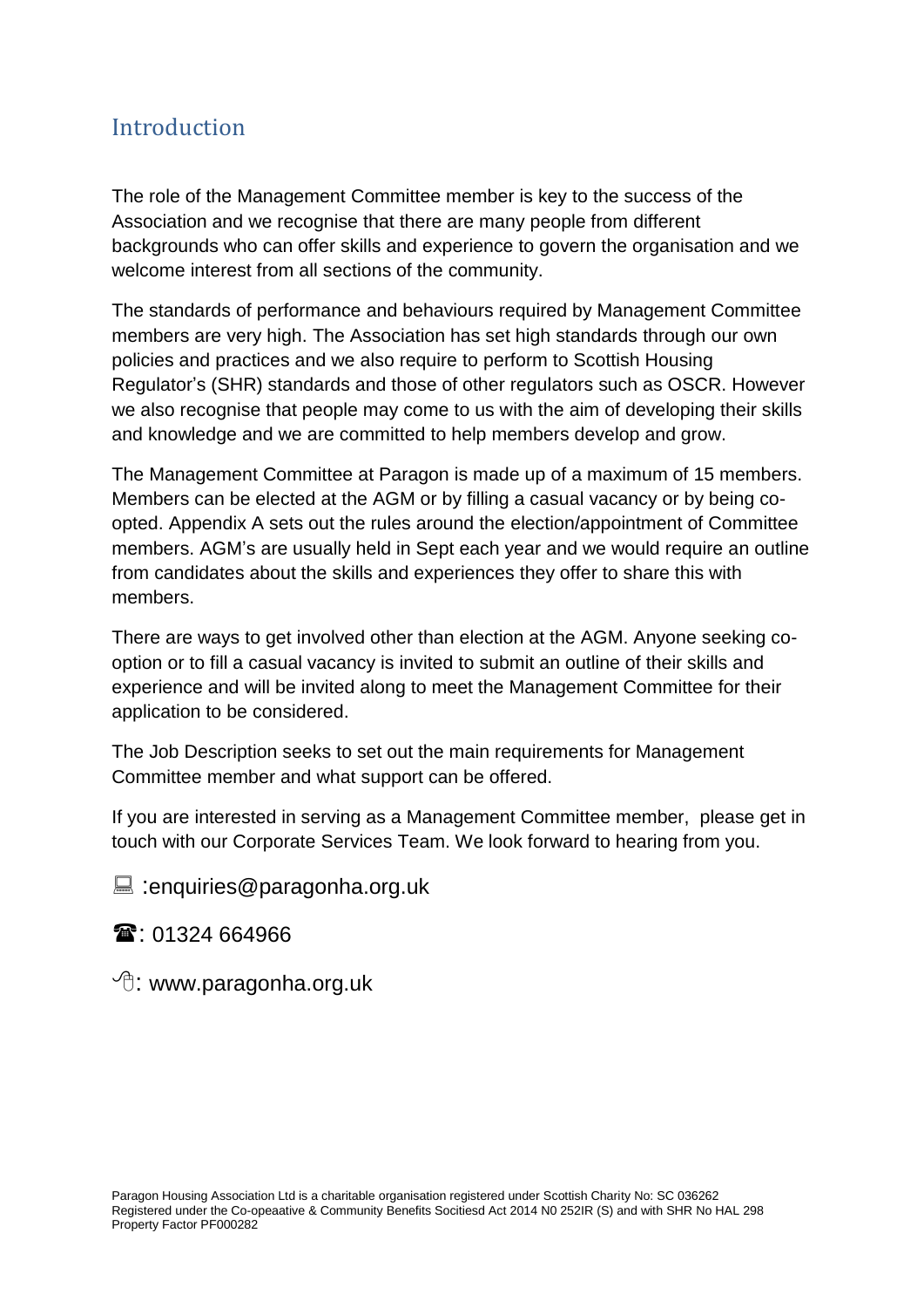## Introduction

The role of the Management Committee member is key to the success of the Association and we recognise that there are many people from different backgrounds who can offer skills and experience to govern the organisation and we welcome interest from all sections of the community.

The standards of performance and behaviours required by Management Committee members are very high. The Association has set high standards through our own policies and practices and we also require to perform to Scottish Housing Regulator's (SHR) standards and those of other regulators such as OSCR. However we also recognise that people may come to us with the aim of developing their skills and knowledge and we are committed to help members develop and grow.

The Management Committee at Paragon is made up of a maximum of 15 members. Members can be elected at the AGM or by filling a casual vacancy or by being co-opted. Appendix A sets out the rules around the election/appointment of Committee members. AGM's are usually held in Sept each year and we would require an outline from candidates about the skills and experiences they offer to share this with members.

There are ways to get involved other than election at the AGM. Anyone seeking co-option or to fill a casual vacancy is invited to submit an outline of their skills and experience and will be invited along to meet the Management Committee for their application to be considered.

The Job Description seeks to set out the main requirements for Management Committee member and what support can be offered.

If you are interested in serving as a Management Committee member, please get in touch with our Corporate Services Team. We look forward to hearing from you.

💻 :enquiries@paragonha.org.uk

☎: 01324 664966

🖱: www.paragonha.org.uk

Paragon Housing Association Ltd is a charitable organisation registered under Scottish Charity No: SC 036262
Registered under the Co-opeaative & Community Benefits Socitiesd Act 2014 N0 252IR (S) and with SHR No HAL 298
Property Factor PF000282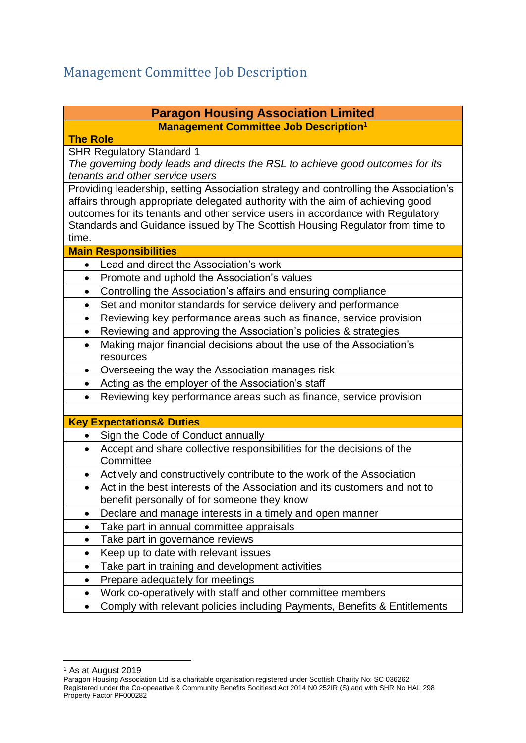## Management Committee Job Description

| Paragon Housing Association Limited |
|---|
| **Management Committee Job Description[1]** |
| **The Role** |
| SHR Regulatory Standard 1<br>*The governing body leads and directs the RSL to achieve good outcomes for its tenants and other service users* |
| Providing leadership, setting Association strategy and controlling the Association's affairs through appropriate delegated authority with the aim of achieving good outcomes for its tenants and other service users in accordance with Regulatory Standards and Guidance issued by The Scottish Housing Regulator from time to time. |
| **Main Responsibilities** |
| • Lead and direct the Association's work |
| • Promote and uphold the Association's values |
| • Controlling the Association's affairs and ensuring compliance |
| • Set and monitor standards for service delivery and performance |
| • Reviewing key performance areas such as finance, service provision |
| • Reviewing and approving the Association's policies & strategies |
| • Making major financial decisions about the use of the Association's resources |
| • Overseeing the way the Association manages risk |
| • Acting as the employer of the Association's staff |
| • Reviewing key performance areas such as finance, service provision |
| |
| **Key Expectations& Duties** |
| • Sign the Code of Conduct annually |
| • Accept and share collective responsibilities for the decisions of the Committee |
| • Actively and constructively contribute to the work of the Association |
| • Act in the best interests of the Association and its customers and not to benefit personally of for someone they know |
| • Declare and manage interests in a timely and open manner |
| • Take part in annual committee appraisals |
| • Take part in governance reviews |
| • Keep up to date with relevant issues |
| • Take part in training and development activities |
| • Prepare adequately for meetings |
| • Work co-operatively with staff and other committee members |
| • Comply with relevant policies including Payments, Benefits & Entitlements |

[1] As at August 2019

Paragon Housing Association Ltd is a charitable organisation registered under Scottish Charity No: SC 036262
Registered under the Co-opeaative & Community Benefits Socitiesd Act 2014 N0 252IR (S) and with SHR No HAL 298
Property Factor PF000282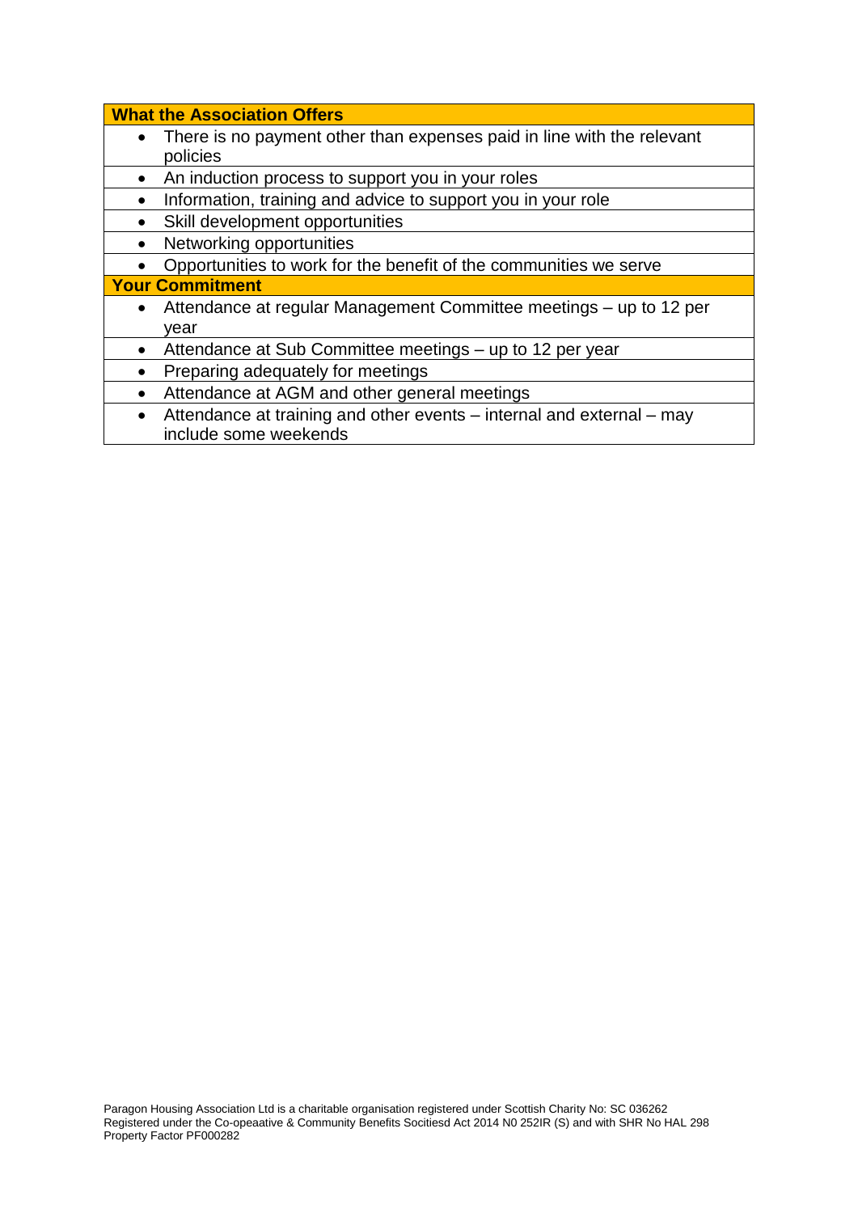| What the Association Offers |
|---|
| • There is no payment other than expenses paid in line with the relevant policies |
| • An induction process to support you in your roles |
| • Information, training and advice to support you in your role |
| • Skill development opportunities |
| • Networking opportunities |
| • Opportunities to work for the benefit of the communities we serve |
| **Your Commitment** |
| • Attendance at regular Management Committee meetings – up to 12 per year |
| • Attendance at Sub Committee meetings – up to 12 per year |
| • Preparing adequately for meetings |
| • Attendance at AGM and other general meetings |
| • Attendance at training and other events – internal and external – may include some weekends |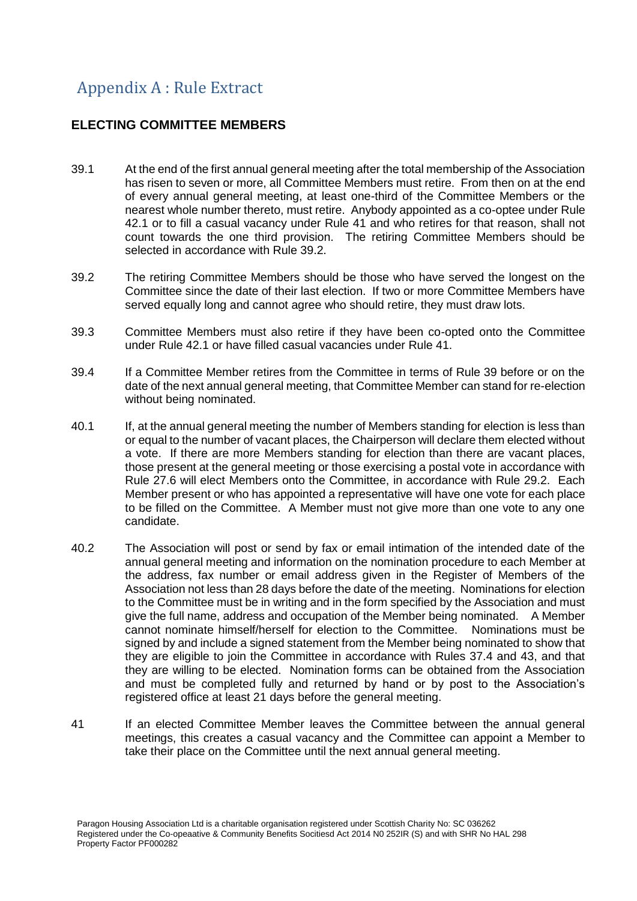# Appendix A : Rule Extract

## ELECTING COMMITTEE MEMBERS

39.1 At the end of the first annual general meeting after the total membership of the Association has risen to seven or more, all Committee Members must retire. From then on at the end of every annual general meeting, at least one-third of the Committee Members or the nearest whole number thereto, must retire. Anybody appointed as a co-optee under Rule 42.1 or to fill a casual vacancy under Rule 41 and who retires for that reason, shall not count towards the one third provision. The retiring Committee Members should be selected in accordance with Rule 39.2.

39.2 The retiring Committee Members should be those who have served the longest on the Committee since the date of their last election. If two or more Committee Members have served equally long and cannot agree who should retire, they must draw lots.

39.3 Committee Members must also retire if they have been co-opted onto the Committee under Rule 42.1 or have filled casual vacancies under Rule 41.

39.4 If a Committee Member retires from the Committee in terms of Rule 39 before or on the date of the next annual general meeting, that Committee Member can stand for re-election without being nominated.

40.1 If, at the annual general meeting the number of Members standing for election is less than or equal to the number of vacant places, the Chairperson will declare them elected without a vote. If there are more Members standing for election than there are vacant places, those present at the general meeting or those exercising a postal vote in accordance with Rule 27.6 will elect Members onto the Committee, in accordance with Rule 29.2. Each Member present or who has appointed a representative will have one vote for each place to be filled on the Committee. A Member must not give more than one vote to any one candidate.

40.2 The Association will post or send by fax or email intimation of the intended date of the annual general meeting and information on the nomination procedure to each Member at the address, fax number or email address given in the Register of Members of the Association not less than 28 days before the date of the meeting. Nominations for election to the Committee must be in writing and in the form specified by the Association and must give the full name, address and occupation of the Member being nominated. A Member cannot nominate himself/herself for election to the Committee. Nominations must be signed by and include a signed statement from the Member being nominated to show that they are eligible to join the Committee in accordance with Rules 37.4 and 43, and that they are willing to be elected. Nomination forms can be obtained from the Association and must be completed fully and returned by hand or by post to the Association's registered office at least 21 days before the general meeting.

41 If an elected Committee Member leaves the Committee between the annual general meetings, this creates a casual vacancy and the Committee can appoint a Member to take their place on the Committee until the next annual general meeting.

Paragon Housing Association Ltd is a charitable organisation registered under Scottish Charity No: SC 036262
Registered under the Co-opeaative & Community Benefits Socitiesd Act 2014 N0 252IR (S) and with SHR No HAL 298
Property Factor PF000282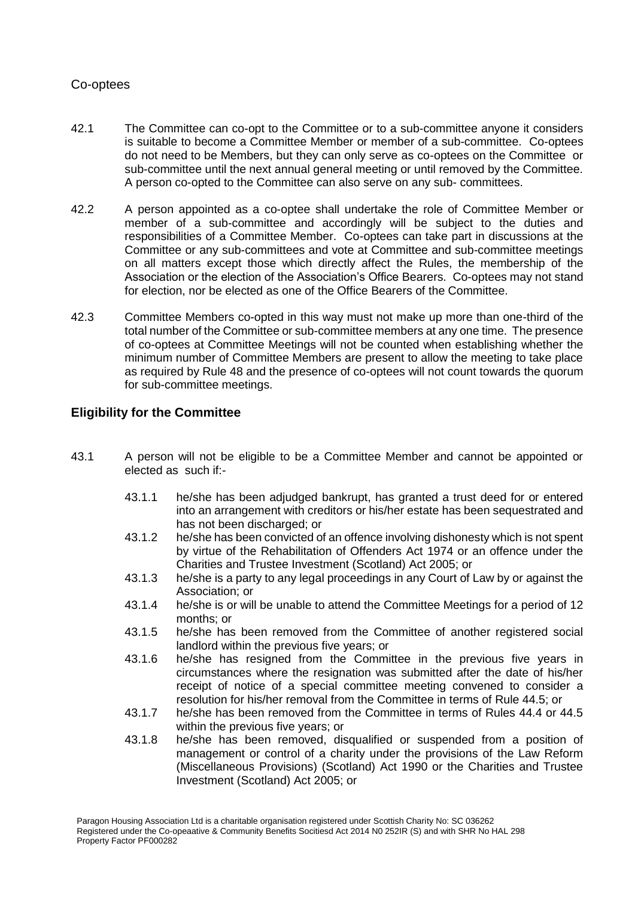## Co-optees

42.1 The Committee can co-opt to the Committee or to a sub-committee anyone it considers is suitable to become a Committee Member or member of a sub-committee. Co-optees do not need to be Members, but they can only serve as co-optees on the Committee or sub-committee until the next annual general meeting or until removed by the Committee. A person co-opted to the Committee can also serve on any sub- committees.

42.2 A person appointed as a co-optee shall undertake the role of Committee Member or member of a sub-committee and accordingly will be subject to the duties and responsibilities of a Committee Member. Co-optees can take part in discussions at the Committee or any sub-committees and vote at Committee and sub-committee meetings on all matters except those which directly affect the Rules, the membership of the Association or the election of the Association's Office Bearers. Co-optees may not stand for election, nor be elected as one of the Office Bearers of the Committee.

42.3 Committee Members co-opted in this way must not make up more than one-third of the total number of the Committee or sub-committee members at any one time. The presence of co-optees at Committee Meetings will not be counted when establishing whether the minimum number of Committee Members are present to allow the meeting to take place as required by Rule 48 and the presence of co-optees will not count towards the quorum for sub-committee meetings.

## Eligibility for the Committee

43.1 A person will not be eligible to be a Committee Member and cannot be appointed or elected as such if:-

- 43.1.1 he/she has been adjudged bankrupt, has granted a trust deed for or entered into an arrangement with creditors or his/her estate has been sequestrated and has not been discharged; or
- 43.1.2 he/she has been convicted of an offence involving dishonesty which is not spent by virtue of the Rehabilitation of Offenders Act 1974 or an offence under the Charities and Trustee Investment (Scotland) Act 2005; or
- 43.1.3 he/she is a party to any legal proceedings in any Court of Law by or against the Association; or
- 43.1.4 he/she is or will be unable to attend the Committee Meetings for a period of 12 months; or
- 43.1.5 he/she has been removed from the Committee of another registered social landlord within the previous five years; or
- 43.1.6 he/she has resigned from the Committee in the previous five years in circumstances where the resignation was submitted after the date of his/her receipt of notice of a special committee meeting convened to consider a resolution for his/her removal from the Committee in terms of Rule 44.5; or
- 43.1.7 he/she has been removed from the Committee in terms of Rules 44.4 or 44.5 within the previous five years; or
- 43.1.8 he/she has been removed, disqualified or suspended from a position of management or control of a charity under the provisions of the Law Reform (Miscellaneous Provisions) (Scotland) Act 1990 or the Charities and Trustee Investment (Scotland) Act 2005; or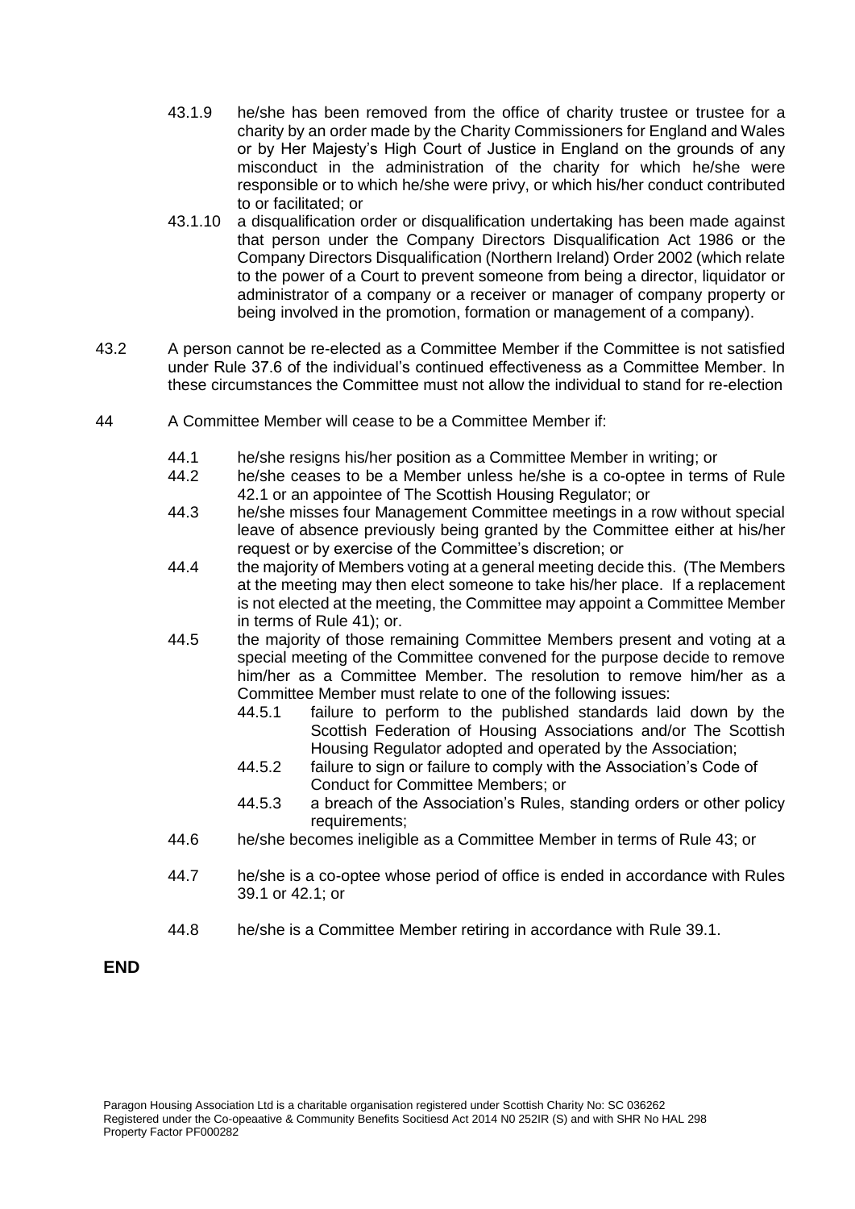43.1.9 he/she has been removed from the office of charity trustee or trustee for a charity by an order made by the Charity Commissioners for England and Wales or by Her Majesty's High Court of Justice in England on the grounds of any misconduct in the administration of the charity for which he/she were responsible or to which he/she were privy, or which his/her conduct contributed to or facilitated; or

43.1.10 a disqualification order or disqualification undertaking has been made against that person under the Company Directors Disqualification Act 1986 or the Company Directors Disqualification (Northern Ireland) Order 2002 (which relate to the power of a Court to prevent someone from being a director, liquidator or administrator of a company or a receiver or manager of company property or being involved in the promotion, formation or management of a company).

43.2 A person cannot be re-elected as a Committee Member if the Committee is not satisfied under Rule 37.6 of the individual's continued effectiveness as a Committee Member. In these circumstances the Committee must not allow the individual to stand for re-election

44 A Committee Member will cease to be a Committee Member if:

44.1 he/she resigns his/her position as a Committee Member in writing; or

44.2 he/she ceases to be a Member unless he/she is a co-optee in terms of Rule 42.1 or an appointee of The Scottish Housing Regulator; or

44.3 he/she misses four Management Committee meetings in a row without special leave of absence previously being granted by the Committee either at his/her request or by exercise of the Committee's discretion; or

44.4 the majority of Members voting at a general meeting decide this. (The Members at the meeting may then elect someone to take his/her place. If a replacement is not elected at the meeting, the Committee may appoint a Committee Member in terms of Rule 41); or.

44.5 the majority of those remaining Committee Members present and voting at a special meeting of the Committee convened for the purpose decide to remove him/her as a Committee Member. The resolution to remove him/her as a Committee Member must relate to one of the following issues:

44.5.1 failure to perform to the published standards laid down by the Scottish Federation of Housing Associations and/or The Scottish Housing Regulator adopted and operated by the Association;

44.5.2 failure to sign or failure to comply with the Association's Code of Conduct for Committee Members; or

44.5.3 a breach of the Association's Rules, standing orders or other policy requirements;

44.6 he/she becomes ineligible as a Committee Member in terms of Rule 43; or

44.7 he/she is a co-optee whose period of office is ended in accordance with Rules 39.1 or 42.1; or

44.8 he/she is a Committee Member retiring in accordance with Rule 39.1.

**END**